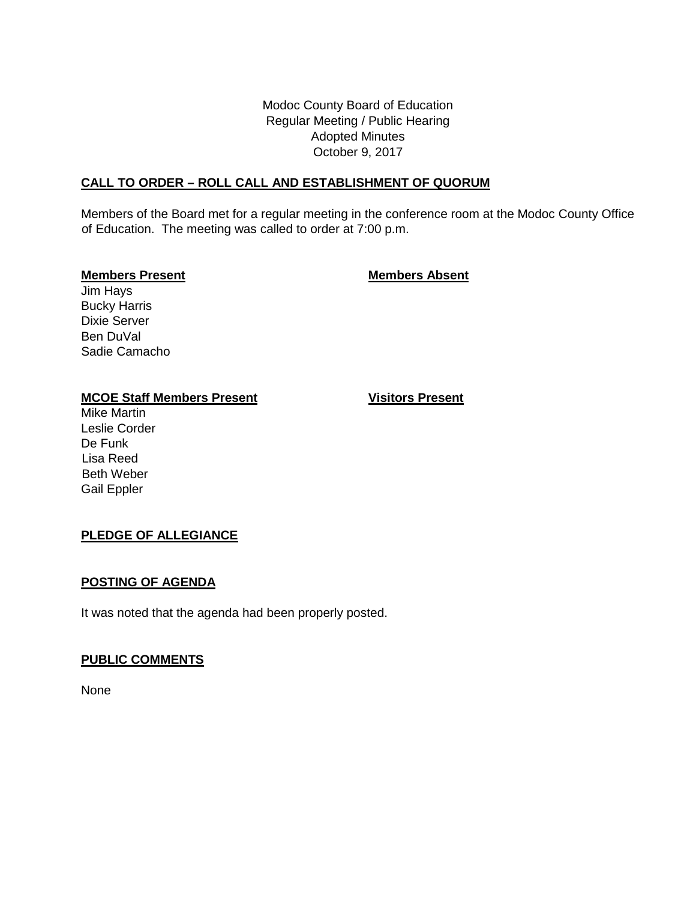Modoc County Board of Education
Regular Meeting / Public Hearing
Adopted Minutes
October 9, 2017

## CALL TO ORDER – ROLL CALL AND ESTABLISHMENT OF QUORUM

Members of the Board met for a regular meeting in the conference room at the Modoc County Office of Education. The meeting was called to order at 7:00 p.m.

| **Members Present** | **Members Absent** |
|---|---|
| Jim Hays | |
| Bucky Harris | |
| Dixie Server | |
| Ben DuVal | |
| Sadie Camacho | |

| **MCOE Staff Members Present** | **Visitors Present** |
|---|---|
| Mike Martin | |
| Leslie Corder | |
| De Funk | |
| Lisa Reed | |
| Beth Weber | |
| Gail Eppler | |

## PLEDGE OF ALLEGIANCE

## POSTING OF AGENDA

It was noted that the agenda had been properly posted.

## PUBLIC COMMENTS

None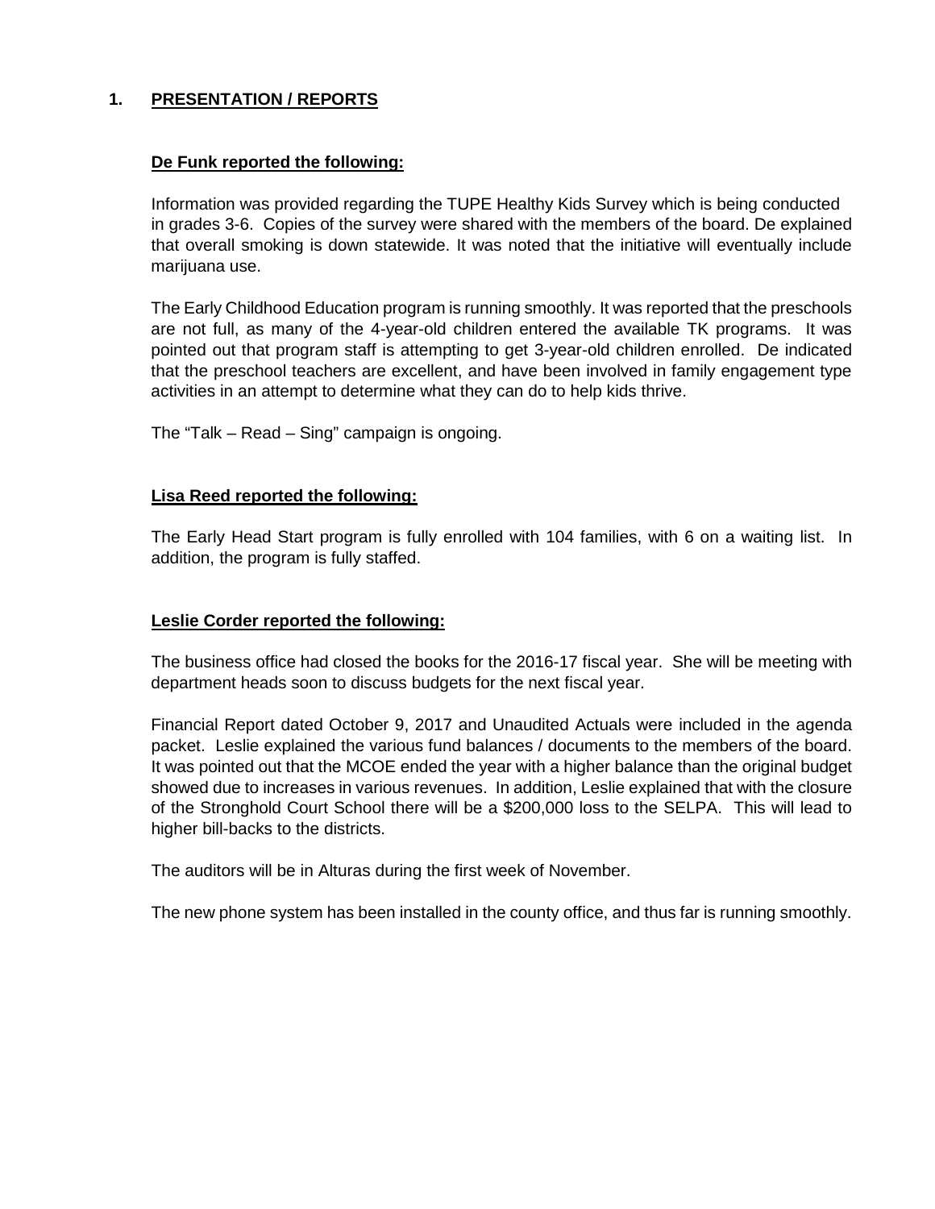## 1. PRESENTATION / REPORTS

**De Funk reported the following:**

Information was provided regarding the TUPE Healthy Kids Survey which is being conducted in grades 3-6. Copies of the survey were shared with the members of the board. De explained that overall smoking is down statewide. It was noted that the initiative will eventually include marijuana use.

The Early Childhood Education program is running smoothly. It was reported that the preschools are not full, as many of the 4-year-old children entered the available TK programs. It was pointed out that program staff is attempting to get 3-year-old children enrolled. De indicated that the preschool teachers are excellent, and have been involved in family engagement type activities in an attempt to determine what they can do to help kids thrive.

The "Talk – Read – Sing" campaign is ongoing.

**Lisa Reed reported the following:**

The Early Head Start program is fully enrolled with 104 families, with 6 on a waiting list. In addition, the program is fully staffed.

**Leslie Corder reported the following:**

The business office had closed the books for the 2016-17 fiscal year. She will be meeting with department heads soon to discuss budgets for the next fiscal year.

Financial Report dated October 9, 2017 and Unaudited Actuals were included in the agenda packet. Leslie explained the various fund balances / documents to the members of the board. It was pointed out that the MCOE ended the year with a higher balance than the original budget showed due to increases in various revenues. In addition, Leslie explained that with the closure of the Stronghold Court School there will be a $200,000 loss to the SELPA. This will lead to higher bill-backs to the districts.

The auditors will be in Alturas during the first week of November.

The new phone system has been installed in the county office, and thus far is running smoothly.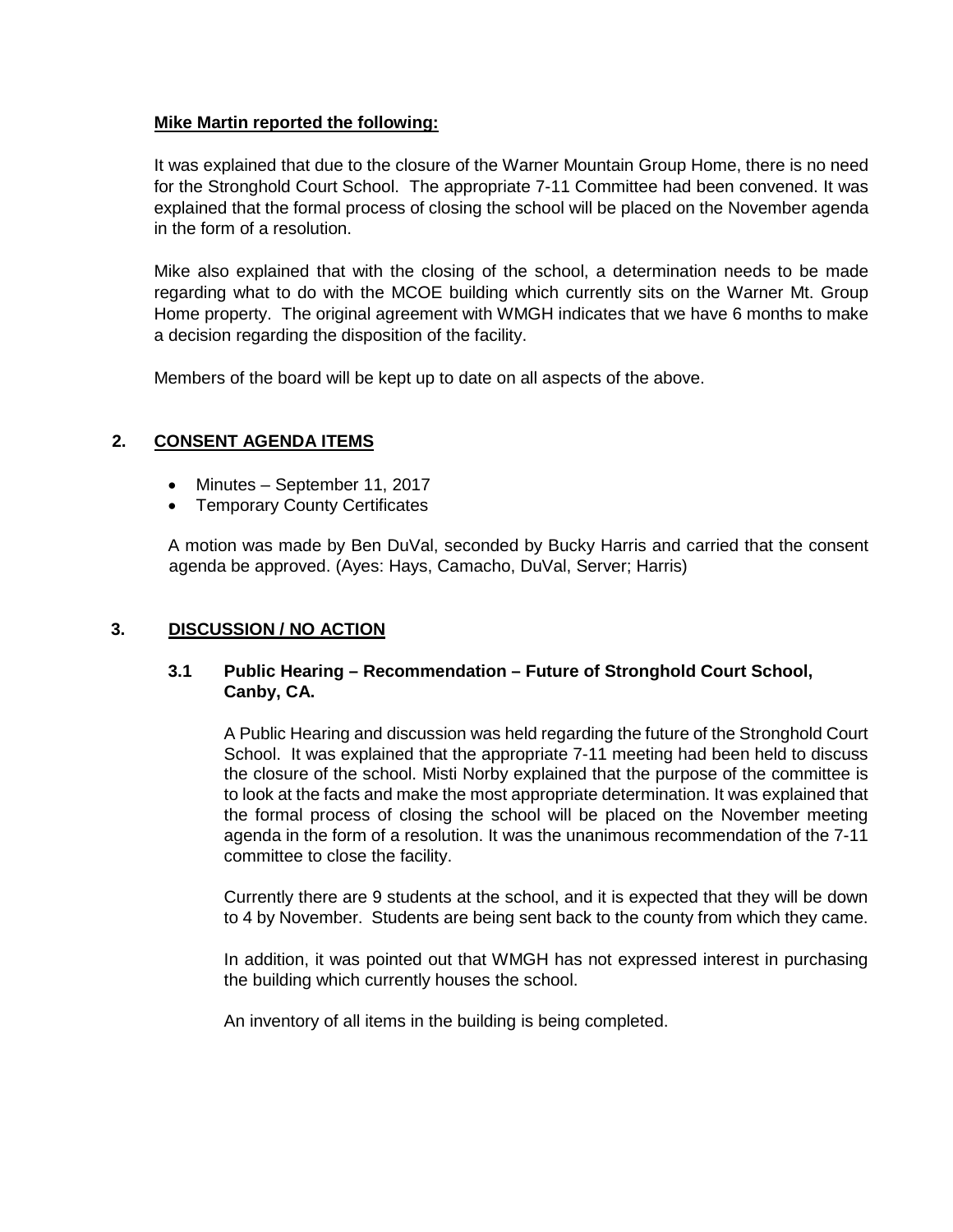**Mike Martin reported the following:**

It was explained that due to the closure of the Warner Mountain Group Home, there is no need for the Stronghold Court School. The appropriate 7-11 Committee had been convened. It was explained that the formal process of closing the school will be placed on the November agenda in the form of a resolution.

Mike also explained that with the closing of the school, a determination needs to be made regarding what to do with the MCOE building which currently sits on the Warner Mt. Group Home property. The original agreement with WMGH indicates that we have 6 months to make a decision regarding the disposition of the facility.

Members of the board will be kept up to date on all aspects of the above.

## 2. CONSENT AGENDA ITEMS

- Minutes – September 11, 2017
- Temporary County Certificates

A motion was made by Ben DuVal, seconded by Bucky Harris and carried that the consent agenda be approved. (Ayes: Hays, Camacho, DuVal, Server; Harris)

## 3. DISCUSSION / NO ACTION

### 3.1 Public Hearing – Recommendation – Future of Stronghold Court School, Canby, CA.

A Public Hearing and discussion was held regarding the future of the Stronghold Court School. It was explained that the appropriate 7-11 meeting had been held to discuss the closure of the school. Misti Norby explained that the purpose of the committee is to look at the facts and make the most appropriate determination. It was explained that the formal process of closing the school will be placed on the November meeting agenda in the form of a resolution. It was the unanimous recommendation of the 7-11 committee to close the facility.

Currently there are 9 students at the school, and it is expected that they will be down to 4 by November. Students are being sent back to the county from which they came.

In addition, it was pointed out that WMGH has not expressed interest in purchasing the building which currently houses the school.

An inventory of all items in the building is being completed.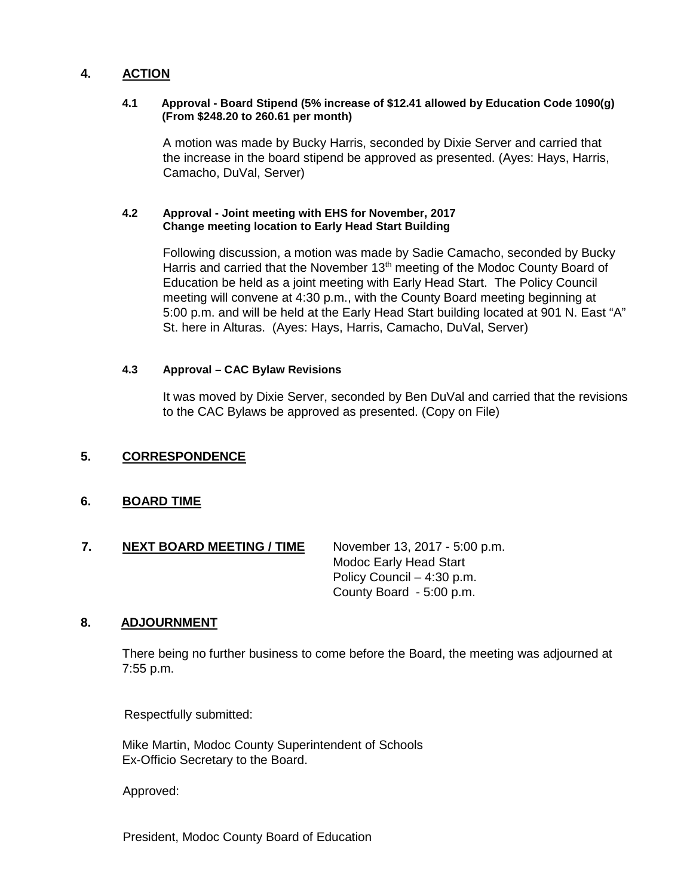## 4. ACTION

### 4.1 Approval - Board Stipend (5% increase of $12.41 allowed by Education Code 1090(g) (From $248.20 to 260.61 per month)

A motion was made by Bucky Harris, seconded by Dixie Server and carried that the increase in the board stipend be approved as presented. (Ayes: Hays, Harris, Camacho, DuVal, Server)

### 4.2 Approval - Joint meeting with EHS for November, 2017 Change meeting location to Early Head Start Building

Following discussion, a motion was made by Sadie Camacho, seconded by Bucky Harris and carried that the November 13th meeting of the Modoc County Board of Education be held as a joint meeting with Early Head Start. The Policy Council meeting will convene at 4:30 p.m., with the County Board meeting beginning at 5:00 p.m. and will be held at the Early Head Start building located at 901 N. East "A" St. here in Alturas. (Ayes: Hays, Harris, Camacho, DuVal, Server)

### 4.3 Approval – CAC Bylaw Revisions

It was moved by Dixie Server, seconded by Ben DuVal and carried that the revisions to the CAC Bylaws be approved as presented. (Copy on File)

## 5. CORRESPONDENCE

## 6. BOARD TIME

## 7. NEXT BOARD MEETING / TIME

November 13, 2017 - 5:00 p.m.
Modoc Early Head Start
Policy Council – 4:30 p.m.
County Board - 5:00 p.m.

## 8. ADJOURNMENT

There being no further business to come before the Board, the meeting was adjourned at 7:55 p.m.

Respectfully submitted:

Mike Martin, Modoc County Superintendent of Schools
Ex-Officio Secretary to the Board.

Approved:

President, Modoc County Board of Education